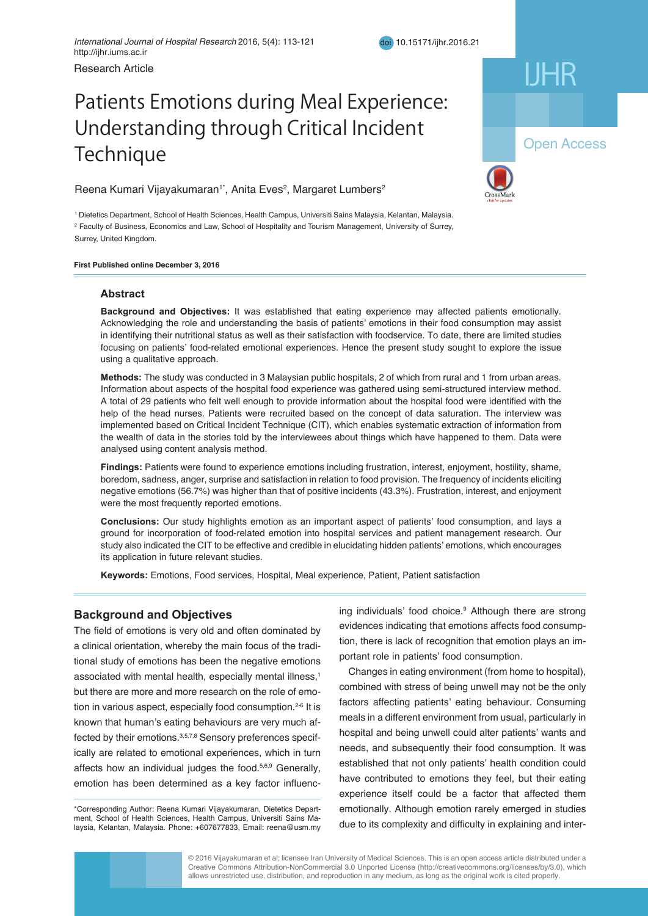Research Article

# Patients Emotions during Meal Experience: Understanding through Critical Incident Technique

Reena Kumari Vijayakumaran[1*], Anita Eves[2], Margaret Lumbers[2]

[1] Dietetics Department, School of Health Sciences, Health Campus, Universiti Sains Malaysia, Kelantan, Malaysia.
[2] Faculty of Business, Economics and Law, School of Hospitality and Tourism Management, University of Surrey, Surrey, United Kingdom.

**First Published online December 3, 2016**

## Abstract

**Background and Objectives:** It was established that eating experience may affected patients emotionally. Acknowledging the role and understanding the basis of patients' emotions in their food consumption may assist in identifying their nutritional status as well as their satisfaction with foodservice. To date, there are limited studies focusing on patients' food-related emotional experiences. Hence the present study sought to explore the issue using a qualitative approach.

**Methods:** The study was conducted in 3 Malaysian public hospitals, 2 of which from rural and 1 from urban areas. Information about aspects of the hospital food experience was gathered using semi-structured interview method. A total of 29 patients who felt well enough to provide information about the hospital food were identified with the help of the head nurses. Patients were recruited based on the concept of data saturation. The interview was implemented based on Critical Incident Technique (CIT), which enables systematic extraction of information from the wealth of data in the stories told by the interviewees about things which have happened to them. Data were analysed using content analysis method.

**Findings:** Patients were found to experience emotions including frustration, interest, enjoyment, hostility, shame, boredom, sadness, anger, surprise and satisfaction in relation to food provision. The frequency of incidents eliciting negative emotions (56.7%) was higher than that of positive incidents (43.3%). Frustration, interest, and enjoyment were the most frequently reported emotions.

**Conclusions:** Our study highlights emotion as an important aspect of patients' food consumption, and lays a ground for incorporation of food-related emotion into hospital services and patient management research. Our study also indicated the CIT to be effective and credible in elucidating hidden patients' emotions, which encourages its application in future relevant studies.

**Keywords:** Emotions, Food services, Hospital, Meal experience, Patient, Patient satisfaction

## Background and Objectives

The field of emotions is very old and often dominated by a clinical orientation, whereby the main focus of the traditional study of emotions has been the negative emotions associated with mental health, especially mental illness,[1] but there are more and more research on the role of emotion in various aspect, especially food consumption.[2-6] It is known that human's eating behaviours are very much affected by their emotions.[3,5,7,8] Sensory preferences specifically are related to emotional experiences, which in turn affects how an individual judges the food.[5,6,9] Generally, emotion has been determined as a key factor influencing individuals' food choice.[9] Although there are strong evidences indicating that emotions affects food consumption, there is lack of recognition that emotion plays an important role in patients' food consumption.

Changes in eating environment (from home to hospital), combined with stress of being unwell may not be the only factors affecting patients' eating behaviour. Consuming meals in a different environment from usual, particularly in hospital and being unwell could alter patients' wants and needs, and subsequently their food consumption. It was established that not only patients' health condition could have contributed to emotions they feel, but their eating experience itself could be a factor that affected them emotionally. Although emotion rarely emerged in studies due to its complexity and difficulty in explaining and inter-

*Corresponding Author: Reena Kumari Vijayakumaran, Dietetics Department, School of Health Sciences, Health Campus, Universiti Sains Malaysia, Kelantan, Malaysia. Phone: +607677833, Email: reena@usm.my

© 2016 Vijayakumaran et al; licensee Iran University of Medical Sciences. This is an open access article distributed under a Creative Commons Attribution-NonCommercial 3.0 Unported License (http://creativecommons.org/licenses/by/3.0), which allows unrestricted use, distribution, and reproduction in any medium, as long as the original work is cited properly.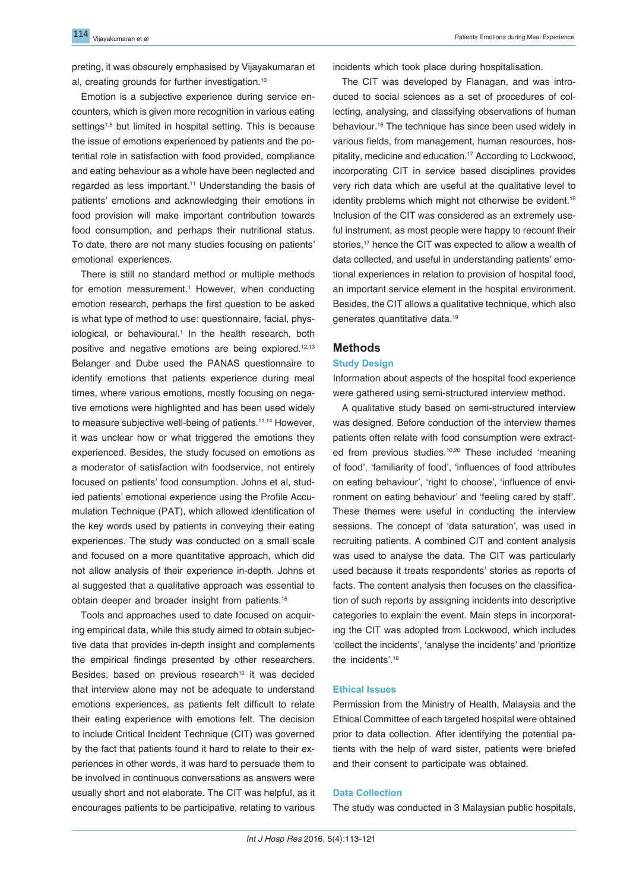preting, it was obscurely emphasised by Vijayakumaran et al, creating grounds for further investigation.[10]

Emotion is a subjective experience during service encounters, which is given more recognition in various eating settings[1,5] but limited in hospital setting. This is because the issue of emotions experienced by patients and the potential role in satisfaction with food provided, compliance and eating behaviour as a whole have been neglected and regarded as less important.[11] Understanding the basis of patients' emotions and acknowledging their emotions in food provision will make important contribution towards food consumption, and perhaps their nutritional status. To date, there are not many studies focusing on patients' emotional experiences.

There is still no standard method or multiple methods for emotion measurement.[1] However, when conducting emotion research, perhaps the first question to be asked is what type of method to use: questionnaire, facial, physiological, or behavioural.[1] In the health research, both positive and negative emotions are being explored.[12,13] Belanger and Dube used the PANAS questionnaire to identify emotions that patients experience during meal times, where various emotions, mostly focusing on negative emotions were highlighted and has been used widely to measure subjective well-being of patients.[11,14] However, it was unclear how or what triggered the emotions they experienced. Besides, the study focused on emotions as a moderator of satisfaction with foodservice, not entirely focused on patients' food consumption. Johns et al, studied patients' emotional experience using the Profile Accumulation Technique (PAT), which allowed identification of the key words used by patients in conveying their eating experiences. The study was conducted on a small scale and focused on a more quantitative approach, which did not allow analysis of their experience in-depth. Johns et al suggested that a qualitative approach was essential to obtain deeper and broader insight from patients.[15]

Tools and approaches used to date focused on acquiring empirical data, while this study aimed to obtain subjective data that provides in-depth insight and complements the empirical findings presented by other researchers. Besides, based on previous research[10] it was decided that interview alone may not be adequate to understand emotions experiences, as patients felt difficult to relate their eating experience with emotions felt. The decision to include Critical Incident Technique (CIT) was governed by the fact that patients found it hard to relate to their experiences in other words, it was hard to persuade them to be involved in continuous conversations as answers were usually short and not elaborate. The CIT was helpful, as it encourages patients to be participative, relating to various incidents which took place during hospitalisation.

The CIT was developed by Flanagan, and was introduced to social sciences as a set of procedures of collecting, analysing, and classifying observations of human behaviour.[16] The technique has since been used widely in various fields, from management, human resources, hospitality, medicine and education.[17] According to Lockwood, incorporating CIT in service based disciplines provides very rich data which are useful at the qualitative level to identity problems which might not otherwise be evident.[18] Inclusion of the CIT was considered as an extremely useful instrument, as most people were happy to recount their stories,[17] hence the CIT was expected to allow a wealth of data collected, and useful in understanding patients' emotional experiences in relation to provision of hospital food, an important service element in the hospital environment. Besides, the CIT allows a qualitative technique, which also generates quantitative data.[19]

## Methods

### Study Design

Information about aspects of the hospital food experience were gathered using semi-structured interview method.

A qualitative study based on semi-structured interview was designed. Before conduction of the interview themes patients often relate with food consumption were extracted from previous studies.[10,20] These included 'meaning of food', 'familiarity of food', 'influences of food attributes on eating behaviour', 'right to choose', 'influence of environment on eating behaviour' and 'feeling cared by staff'. These themes were useful in conducting the interview sessions. The concept of 'data saturation', was used in recruiting patients. A combined CIT and content analysis was used to analyse the data. The CIT was particularly used because it treats respondents' stories as reports of facts. The content analysis then focuses on the classification of such reports by assigning incidents into descriptive categories to explain the event. Main steps in incorporating the CIT was adopted from Lockwood, which includes 'collect the incidents', 'analyse the incidents' and 'prioritize the incidents'.[18]

### Ethical Issues

Permission from the Ministry of Health, Malaysia and the Ethical Committee of each targeted hospital were obtained prior to data collection. After identifying the potential patients with the help of ward sister, patients were briefed and their consent to participate was obtained.

### Data Collection

The study was conducted in 3 Malaysian public hospitals,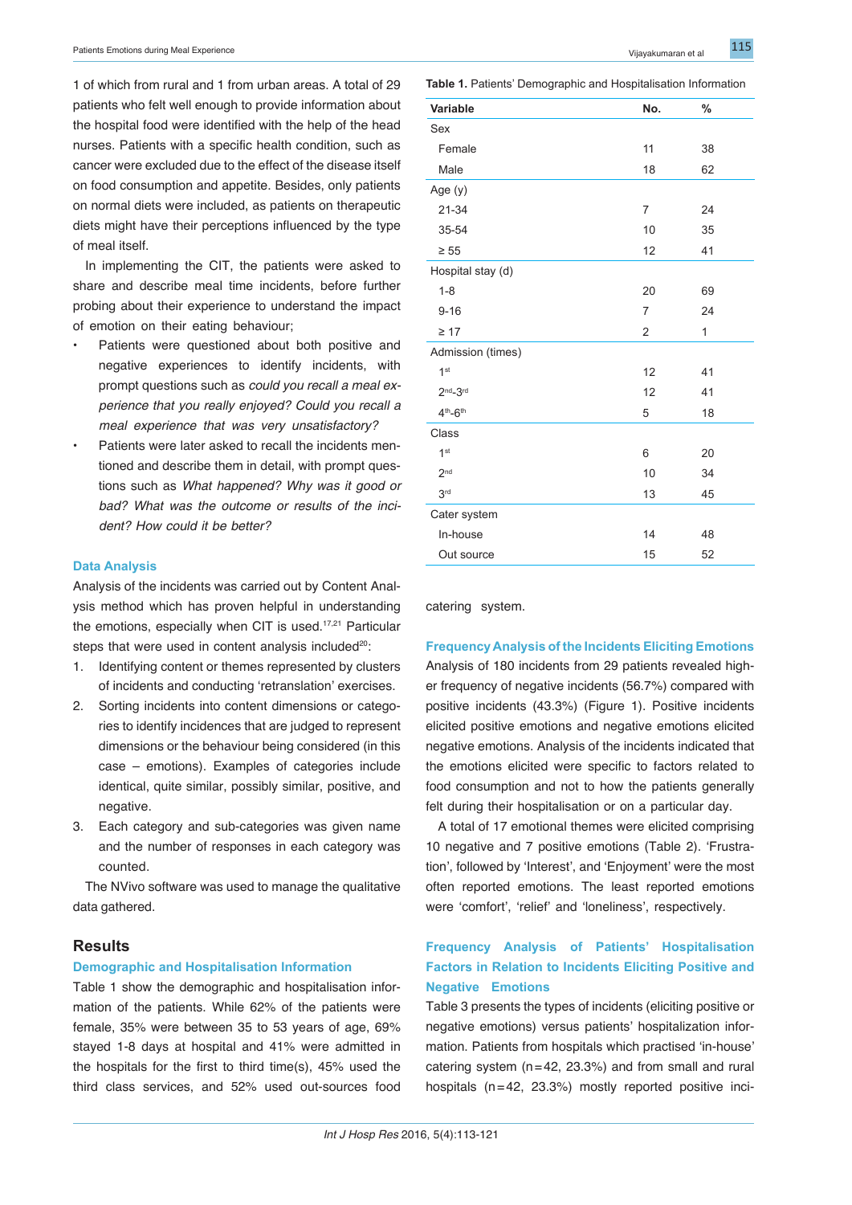1 of which from rural and 1 from urban areas. A total of 29 patients who felt well enough to provide information about the hospital food were identified with the help of the head nurses. Patients with a specific health condition, such as cancer were excluded due to the effect of the disease itself on food consumption and appetite. Besides, only patients on normal diets were included, as patients on therapeutic diets might have their perceptions influenced by the type of meal itself.

In implementing the CIT, the patients were asked to share and describe meal time incidents, before further probing about their experience to understand the impact of emotion on their eating behaviour;

- Patients were questioned about both positive and negative experiences to identify incidents, with prompt questions such as *could you recall a meal experience that you really enjoyed? Could you recall a meal experience that was very unsatisfactory?*
- Patients were later asked to recall the incidents mentioned and describe them in detail, with prompt questions such as *What happened? Why was it good or bad? What was the outcome or results of the incident? How could it be better?*

### Data Analysis

Analysis of the incidents was carried out by Content Analysis method which has proven helpful in understanding the emotions, especially when CIT is used.[17,21] Particular steps that were used in content analysis included[20]:

1. Identifying content or themes represented by clusters of incidents and conducting 'retranslation' exercises.
2. Sorting incidents into content dimensions or categories to identify incidences that are judged to represent dimensions or the behaviour being considered (in this case – emotions). Examples of categories include identical, quite similar, possibly similar, positive, and negative.
3. Each category and sub-categories was given name and the number of responses in each category was counted.

The NVivo software was used to manage the qualitative data gathered.

## Results

### Demographic and Hospitalisation Information

Table 1 show the demographic and hospitalisation information of the patients. While 62% of the patients were female, 35% were between 35 to 53 years of age, 69% stayed 1-8 days at hospital and 41% were admitted in the hospitals for the first to third time(s), 45% used the third class services, and 52% used out-sources food catering system.

**Table 1.** Patients' Demographic and Hospitalisation Information

| Variable | No. | % |
|---|---|---|
| Sex | | |
| Female | 11 | 38 |
| Male | 18 | 62 |
| Age (y) | | |
| 21-34 | 7 | 24 |
| 35-54 | 10 | 35 |
| ≥ 55 | 12 | 41 |
| Hospital stay (d) | | |
| 1-8 | 20 | 69 |
| 9-16 | 7 | 24 |
| ≥ 17 | 2 | 1 |
| Admission (times) | | |
| 1st | 12 | 41 |
| 2nd-3rd | 12 | 41 |
| 4th-6th | 5 | 18 |
| Class | | |
| 1st | 6 | 20 |
| 2nd | 10 | 34 |
| 3rd | 13 | 45 |
| Cater system | | |
| In-house | 14 | 48 |
| Out source | 15 | 52 |

### Frequency Analysis of the Incidents Eliciting Emotions

Analysis of 180 incidents from 29 patients revealed higher frequency of negative incidents (56.7%) compared with positive incidents (43.3%) (Figure 1). Positive incidents elicited positive emotions and negative emotions elicited negative emotions. Analysis of the incidents indicated that the emotions elicited were specific to factors related to food consumption and not to how the patients generally felt during their hospitalisation or on a particular day.

A total of 17 emotional themes were elicited comprising 10 negative and 7 positive emotions (Table 2). 'Frustration', followed by 'Interest', and 'Enjoyment' were the most often reported emotions. The least reported emotions were 'comfort', 'relief' and 'loneliness', respectively.

### Frequency Analysis of Patients' Hospitalisation Factors in Relation to Incidents Eliciting Positive and Negative Emotions

Table 3 presents the types of incidents (eliciting positive or negative emotions) versus patients' hospitalization information. Patients from hospitals which practised 'in-house' catering system (n=42, 23.3%) and from small and rural hospitals (n=42, 23.3%) mostly reported positive inci-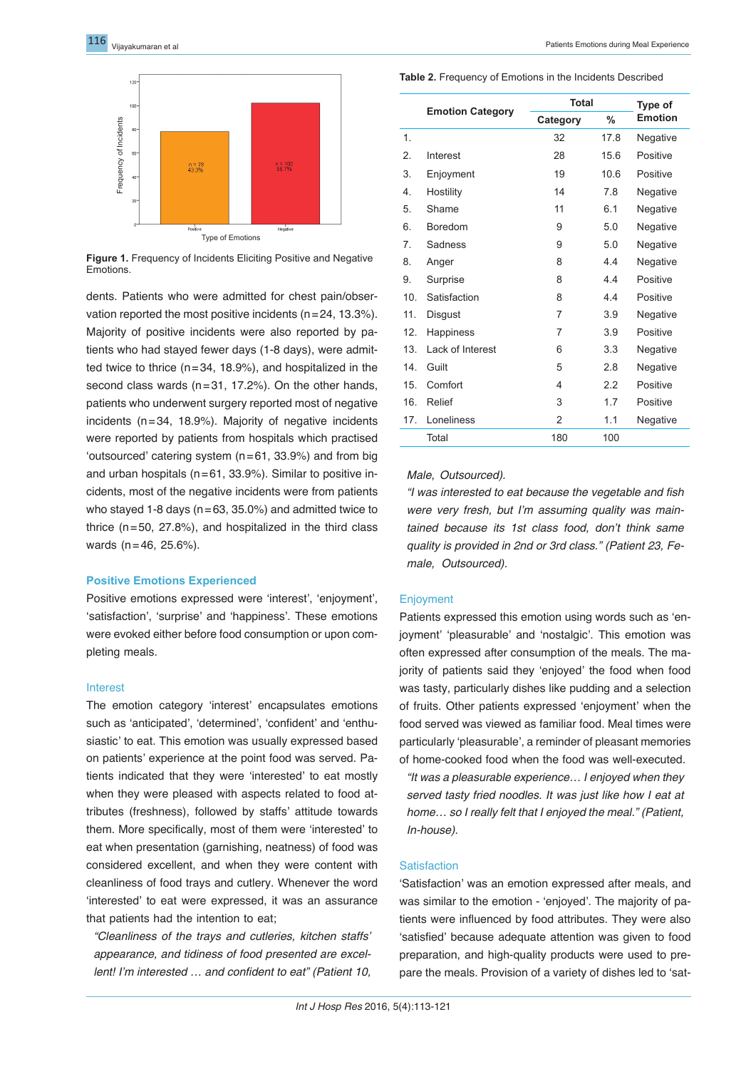Figure 1. Frequency of Incidents Eliciting Positive and Negative Emotions.

dents. Patients who were admitted for chest pain/observation reported the most positive incidents (n=24, 13.3%). Majority of positive incidents were also reported by patients who had stayed fewer days (1-8 days), were admitted twice to thrice (n=34, 18.9%), and hospitalized in the second class wards (n=31, 17.2%). On the other hands, patients who underwent surgery reported most of negative incidents (n=34, 18.9%). Majority of negative incidents were reported by patients from hospitals which practised 'outsourced' catering system (n=61, 33.9%) and from big and urban hospitals (n=61, 33.9%). Similar to positive incidents, most of the negative incidents were from patients who stayed 1-8 days (n=63, 35.0%) and admitted twice to thrice (n=50, 27.8%), and hospitalized in the third class wards (n=46, 25.6%).

## Positive Emotions Experienced

Positive emotions expressed were 'interest', 'enjoyment', 'satisfaction', 'surprise' and 'happiness'. These emotions were evoked either before food consumption or upon completing meals.

### Interest

The emotion category 'interest' encapsulates emotions such as 'anticipated', 'determined', 'confident' and 'enthusiastic' to eat. This emotion was usually expressed based on patients' experience at the point food was served. Patients indicated that they were 'interested' to eat mostly when they were pleased with aspects related to food attributes (freshness), followed by staffs' attitude towards them. More specifically, most of them were 'interested' to eat when presentation (garnishing, neatness) of food was considered excellent, and when they were content with cleanliness of food trays and cutlery. Whenever the word 'interested' to eat were expressed, it was an assurance that patients had the intention to eat;

*"Cleanliness of the trays and cutleries, kitchen staffs' appearance, and tidiness of food presented are excellent! I'm interested … and confident to eat" (Patient 10, Male, Outsourced).*

*"I was interested to eat because the vegetable and fish were very fresh, but I'm assuming quality was maintained because its 1st class food, don't think same quality is provided in 2nd or 3rd class." (Patient 23, Female, Outsourced).*

**Table 2.** Frequency of Emotions in the Incidents Described

| | Emotion Category | Total | | Type of Emotion |
|---|---|---|---|---|
| | | Category | % | |
| 1. | | 32 | 17.8 | Negative |
| 2. | Interest | 28 | 15.6 | Positive |
| 3. | Enjoyment | 19 | 10.6 | Positive |
| 4. | Hostility | 14 | 7.8 | Negative |
| 5. | Shame | 11 | 6.1 | Negative |
| 6. | Boredom | 9 | 5.0 | Negative |
| 7. | Sadness | 9 | 5.0 | Negative |
| 8. | Anger | 8 | 4.4 | Negative |
| 9. | Surprise | 8 | 4.4 | Positive |
| 10. | Satisfaction | 8 | 4.4 | Positive |
| 11. | Disgust | 7 | 3.9 | Negative |
| 12. | Happiness | 7 | 3.9 | Positive |
| 13. | Lack of Interest | 6 | 3.3 | Negative |
| 14. | Guilt | 5 | 2.8 | Negative |
| 15. | Comfort | 4 | 2.2 | Positive |
| 16. | Relief | 3 | 1.7 | Positive |
| 17. | Loneliness | 2 | 1.1 | Negative |
| | Total | 180 | 100 | |

### Enjoyment

Patients expressed this emotion using words such as 'enjoyment' 'pleasurable' and 'nostalgic'. This emotion was often expressed after consumption of the meals. The majority of patients said they 'enjoyed' the food when food was tasty, particularly dishes like pudding and a selection of fruits. Other patients expressed 'enjoyment' when the food served was viewed as familiar food. Meal times were particularly 'pleasurable', a reminder of pleasant memories of home-cooked food when the food was well-executed.

*"It was a pleasurable experience… I enjoyed when they served tasty fried noodles. It was just like how I eat at home… so I really felt that I enjoyed the meal." (Patient, In-house).*

### Satisfaction

'Satisfaction' was an emotion expressed after meals, and was similar to the emotion - 'enjoyed'. The majority of patients were influenced by food attributes. They were also 'satisfied' because adequate attention was given to food preparation, and high-quality products were used to prepare the meals. Provision of a variety of dishes led to 'sat-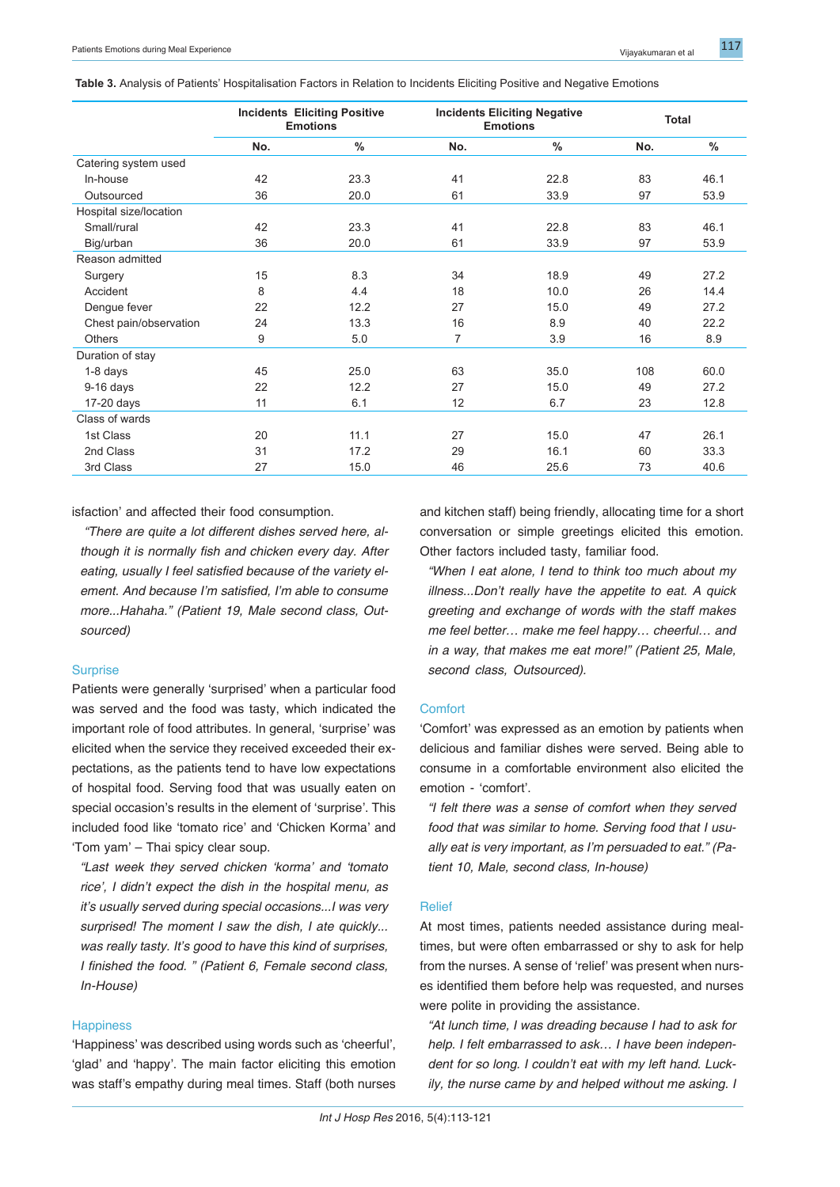**Table 3.** Analysis of Patients' Hospitalisation Factors in Relation to Incidents Eliciting Positive and Negative Emotions

| | Incidents Eliciting Positive Emotions | | Incidents Eliciting Negative Emotions | | Total | |
|---|---|---|---|---|---|---|
| | No. | % | No. | % | No. | % |
| Catering system used | | | | | | |
| In-house | 42 | 23.3 | 41 | 22.8 | 83 | 46.1 |
| Outsourced | 36 | 20.0 | 61 | 33.9 | 97 | 53.9 |
| Hospital size/location | | | | | | |
| Small/rural | 42 | 23.3 | 41 | 22.8 | 83 | 46.1 |
| Big/urban | 36 | 20.0 | 61 | 33.9 | 97 | 53.9 |
| Reason admitted | | | | | | |
| Surgery | 15 | 8.3 | 34 | 18.9 | 49 | 27.2 |
| Accident | 8 | 4.4 | 18 | 10.0 | 26 | 14.4 |
| Dengue fever | 22 | 12.2 | 27 | 15.0 | 49 | 27.2 |
| Chest pain/observation | 24 | 13.3 | 16 | 8.9 | 40 | 22.2 |
| Others | 9 | 5.0 | 7 | 3.9 | 16 | 8.9 |
| Duration of stay | | | | | | |
| 1-8 days | 45 | 25.0 | 63 | 35.0 | 108 | 60.0 |
| 9-16 days | 22 | 12.2 | 27 | 15.0 | 49 | 27.2 |
| 17-20 days | 11 | 6.1 | 12 | 6.7 | 23 | 12.8 |
| Class of wards | | | | | | |
| 1st Class | 20 | 11.1 | 27 | 15.0 | 47 | 26.1 |
| 2nd Class | 31 | 17.2 | 29 | 16.1 | 60 | 33.3 |
| 3rd Class | 27 | 15.0 | 46 | 25.6 | 73 | 40.6 |

isfaction' and affected their food consumption.

*"There are quite a lot different dishes served here, although it is normally fish and chicken every day. After eating, usually I feel satisfied because of the variety element. And because I'm satisfied, I'm able to consume more...Hahaha." (Patient 19, Male second class, Outsourced)*

### Surprise

Patients were generally 'surprised' when a particular food was served and the food was tasty, which indicated the important role of food attributes. In general, 'surprise' was elicited when the service they received exceeded their expectations, as the patients tend to have low expectations of hospital food. Serving food that was usually eaten on special occasion's results in the element of 'surprise'. This included food like 'tomato rice' and 'Chicken Korma' and 'Tom yam' – Thai spicy clear soup.

*"Last week they served chicken 'korma' and 'tomato rice', I didn't expect the dish in the hospital menu, as it's usually served during special occasions...I was very surprised! The moment I saw the dish, I ate quickly... was really tasty. It's good to have this kind of surprises, I finished the food. " (Patient 6, Female second class, In-House)*

### Happiness

'Happiness' was described using words such as 'cheerful', 'glad' and 'happy'. The main factor eliciting this emotion was staff's empathy during meal times. Staff (both nurses and kitchen staff) being friendly, allocating time for a short conversation or simple greetings elicited this emotion. Other factors included tasty, familiar food.

*"When I eat alone, I tend to think too much about my illness...Don't really have the appetite to eat. A quick greeting and exchange of words with the staff makes me feel better… make me feel happy… cheerful… and in a way, that makes me eat more!" (Patient 25, Male, second class, Outsourced).*

### Comfort

'Comfort' was expressed as an emotion by patients when delicious and familiar dishes were served. Being able to consume in a comfortable environment also elicited the emotion - 'comfort'.

*"I felt there was a sense of comfort when they served food that was similar to home. Serving food that I usually eat is very important, as I'm persuaded to eat." (Patient 10, Male, second class, In-house)*

### Relief

At most times, patients needed assistance during mealtimes, but were often embarrassed or shy to ask for help from the nurses. A sense of 'relief' was present when nurses identified them before help was requested, and nurses were polite in providing the assistance.

*"At lunch time, I was dreading because I had to ask for help. I felt embarrassed to ask… I have been independent for so long. I couldn't eat with my left hand. Luckily, the nurse came by and helped without me asking. I*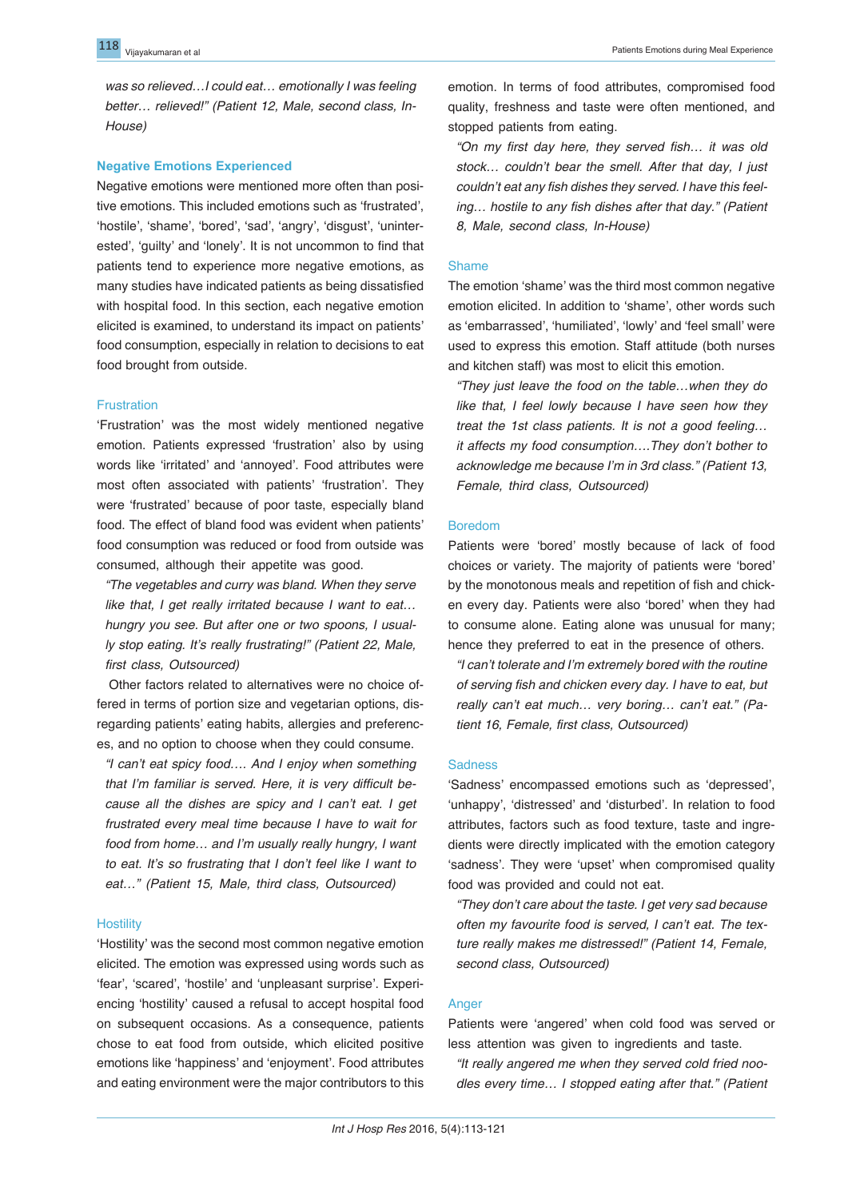*was so relieved…I could eat… emotionally I was feeling better… relieved!" (Patient 12, Male, second class, In-House)*

### Negative Emotions Experienced

Negative emotions were mentioned more often than positive emotions. This included emotions such as 'frustrated', 'hostile', 'shame', 'bored', 'sad', 'angry', 'disgust', 'uninterested', 'guilty' and 'lonely'. It is not uncommon to find that patients tend to experience more negative emotions, as many studies have indicated patients as being dissatisfied with hospital food. In this section, each negative emotion elicited is examined, to understand its impact on patients' food consumption, especially in relation to decisions to eat food brought from outside.

#### Frustration

'Frustration' was the most widely mentioned negative emotion. Patients expressed 'frustration' also by using words like 'irritated' and 'annoyed'. Food attributes were most often associated with patients' 'frustration'. They were 'frustrated' because of poor taste, especially bland food. The effect of bland food was evident when patients' food consumption was reduced or food from outside was consumed, although their appetite was good.

*"The vegetables and curry was bland. When they serve like that, I get really irritated because I want to eat… hungry you see. But after one or two spoons, I usually stop eating. It's really frustrating!" (Patient 22, Male, first class, Outsourced)*

Other factors related to alternatives were no choice offered in terms of portion size and vegetarian options, disregarding patients' eating habits, allergies and preferences, and no option to choose when they could consume.

*"I can't eat spicy food…. And I enjoy when something that I'm familiar is served. Here, it is very difficult because all the dishes are spicy and I can't eat. I get frustrated every meal time because I have to wait for food from home… and I'm usually really hungry, I want to eat. It's so frustrating that I don't feel like I want to eat…" (Patient 15, Male, third class, Outsourced)*

#### Hostility

'Hostility' was the second most common negative emotion elicited. The emotion was expressed using words such as 'fear', 'scared', 'hostile' and 'unpleasant surprise'. Experiencing 'hostility' caused a refusal to accept hospital food on subsequent occasions. As a consequence, patients chose to eat food from outside, which elicited positive emotions like 'happiness' and 'enjoyment'. Food attributes and eating environment were the major contributors to this emotion. In terms of food attributes, compromised food quality, freshness and taste were often mentioned, and stopped patients from eating.

*"On my first day here, they served fish… it was old stock… couldn't bear the smell. After that day, I just couldn't eat any fish dishes they served. I have this feeling… hostile to any fish dishes after that day." (Patient 8, Male, second class, In-House)*

#### Shame

The emotion 'shame' was the third most common negative emotion elicited. In addition to 'shame', other words such as 'embarrassed', 'humiliated', 'lowly' and 'feel small' were used to express this emotion. Staff attitude (both nurses and kitchen staff) was most to elicit this emotion.

*"They just leave the food on the table…when they do like that, I feel lowly because I have seen how they treat the 1st class patients. It is not a good feeling… it affects my food consumption….They don't bother to acknowledge me because I'm in 3rd class." (Patient 13, Female, third class, Outsourced)*

#### Boredom

Patients were 'bored' mostly because of lack of food choices or variety. The majority of patients were 'bored' by the monotonous meals and repetition of fish and chicken every day. Patients were also 'bored' when they had to consume alone. Eating alone was unusual for many; hence they preferred to eat in the presence of others.

*"I can't tolerate and I'm extremely bored with the routine of serving fish and chicken every day. I have to eat, but really can't eat much… very boring… can't eat." (Patient 16, Female, first class, Outsourced)*

#### Sadness

'Sadness' encompassed emotions such as 'depressed', 'unhappy', 'distressed' and 'disturbed'. In relation to food attributes, factors such as food texture, taste and ingredients were directly implicated with the emotion category 'sadness'. They were 'upset' when compromised quality food was provided and could not eat.

*"They don't care about the taste. I get very sad because often my favourite food is served, I can't eat. The texture really makes me distressed!" (Patient 14, Female, second class, Outsourced)*

#### Anger

Patients were 'angered' when cold food was served or less attention was given to ingredients and taste.

*"It really angered me when they served cold fried noodles every time… I stopped eating after that." (Patient*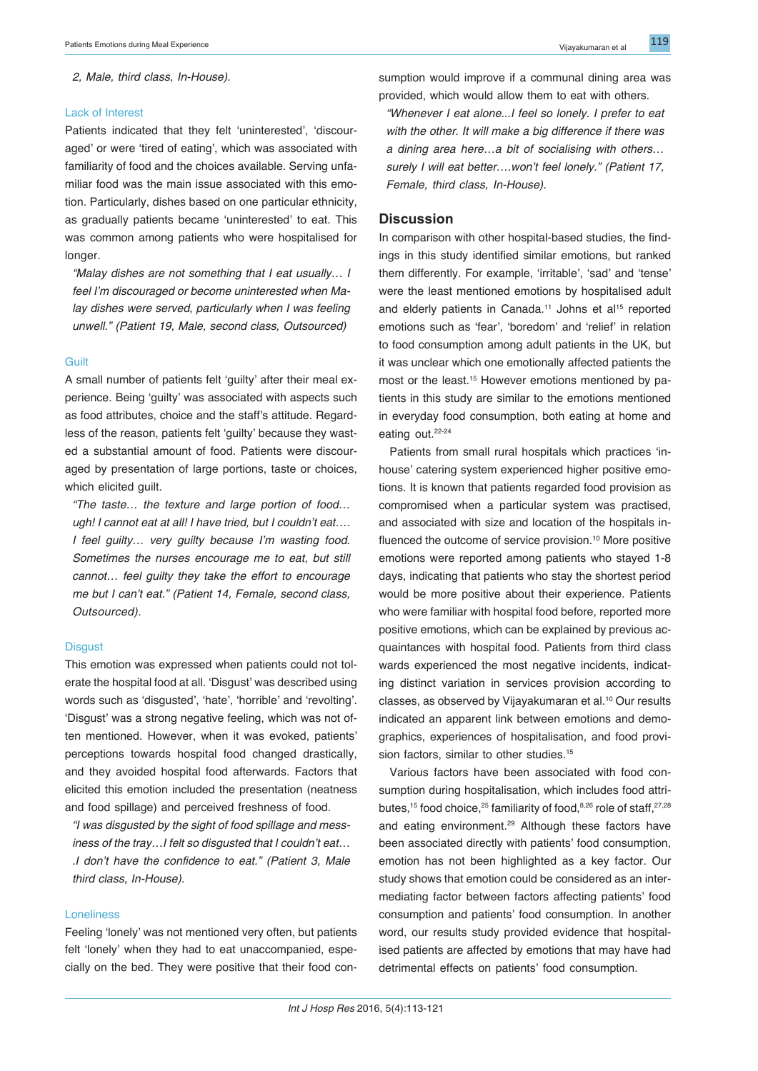*2, Male, third class, In-House).*

### Lack of Interest

Patients indicated that they felt 'uninterested', 'discouraged' or were 'tired of eating', which was associated with familiarity of food and the choices available. Serving unfamiliar food was the main issue associated with this emotion. Particularly, dishes based on one particular ethnicity, as gradually patients became 'uninterested' to eat. This was common among patients who were hospitalised for longer.

*"Malay dishes are not something that I eat usually… I feel I'm discouraged or become uninterested when Malay dishes were served, particularly when I was feeling unwell." (Patient 19, Male, second class, Outsourced)*

### Guilt

A small number of patients felt 'guilty' after their meal experience. Being 'guilty' was associated with aspects such as food attributes, choice and the staff's attitude. Regardless of the reason, patients felt 'guilty' because they wasted a substantial amount of food. Patients were discouraged by presentation of large portions, taste or choices, which elicited guilt.

*"The taste… the texture and large portion of food… ugh! I cannot eat at all! I have tried, but I couldn't eat…. I feel guilty… very guilty because I'm wasting food. Sometimes the nurses encourage me to eat, but still cannot… feel guilty they take the effort to encourage me but I can't eat." (Patient 14, Female, second class, Outsourced).*

### Disgust

This emotion was expressed when patients could not tolerate the hospital food at all. 'Disgust' was described using words such as 'disgusted', 'hate', 'horrible' and 'revolting'. 'Disgust' was a strong negative feeling, which was not often mentioned. However, when it was evoked, patients' perceptions towards hospital food changed drastically, and they avoided hospital food afterwards. Factors that elicited this emotion included the presentation (neatness and food spillage) and perceived freshness of food.

*"I was disgusted by the sight of food spillage and messiness of the tray…I felt so disgusted that I couldn't… .I don't have the confidence to eat." (Patient 3, Male third class, In-House).*

### Loneliness

Feeling 'lonely' was not mentioned very often, but patients felt 'lonely' when they had to eat unaccompanied, especially on the bed. They were positive that their food consumption would improve if a communal dining area was provided, which would allow them to eat with others.

*"Whenever I eat alone...I feel so lonely. I prefer to eat with the other. It will make a big difference if there was a dining area here…a bit of socialising with others… surely I will eat better….won't feel lonely." (Patient 17, Female, third class, In-House).*

## Discussion

In comparison with other hospital-based studies, the findings in this study identified similar emotions, but ranked them differently. For example, 'irritable', 'sad' and 'tense' were the least mentioned emotions by hospitalised adult and elderly patients in Canada.[11] Johns et al[15] reported emotions such as 'fear', 'boredom' and 'relief' in relation to food consumption among adult patients in the UK, but it was unclear which one emotionally affected patients the most or the least.[15] However emotions mentioned by patients in this study are similar to the emotions mentioned in everyday food consumption, both eating at home and eating out.[22-24]

Patients from small rural hospitals which practices 'in-house' catering system experienced higher positive emotions. It is known that patients regarded food provision as compromised when a particular system was practised, and associated with size and location of the hospitals influenced the outcome of service provision.[10] More positive emotions were reported among patients who stayed 1-8 days, indicating that patients who stay the shortest period would be more positive about their experience. Patients who were familiar with hospital food before, reported more positive emotions, which can be explained by previous acquaintances with hospital food. Patients from third class wards experienced the most negative incidents, indicating distinct variation in services provision according to classes, as observed by Vijayakumaran et al.[10] Our results indicated an apparent link between emotions and demographics, experiences of hospitalisation, and food provision factors, similar to other studies.[15]

Various factors have been associated with food consumption during hospitalisation, which includes food attributes,[15] food choice,[25] familiarity of food,[8,26] role of staff,[27,28] and eating environment.[29] Although these factors have been associated directly with patients' food consumption, emotion has not been highlighted as a key factor. Our study shows that emotion could be considered as an intermediating factor between factors affecting patients' food consumption and patients' food consumption. In another word, our results study provided evidence that hospitalised patients are affected by emotions that may have had detrimental effects on patients' food consumption.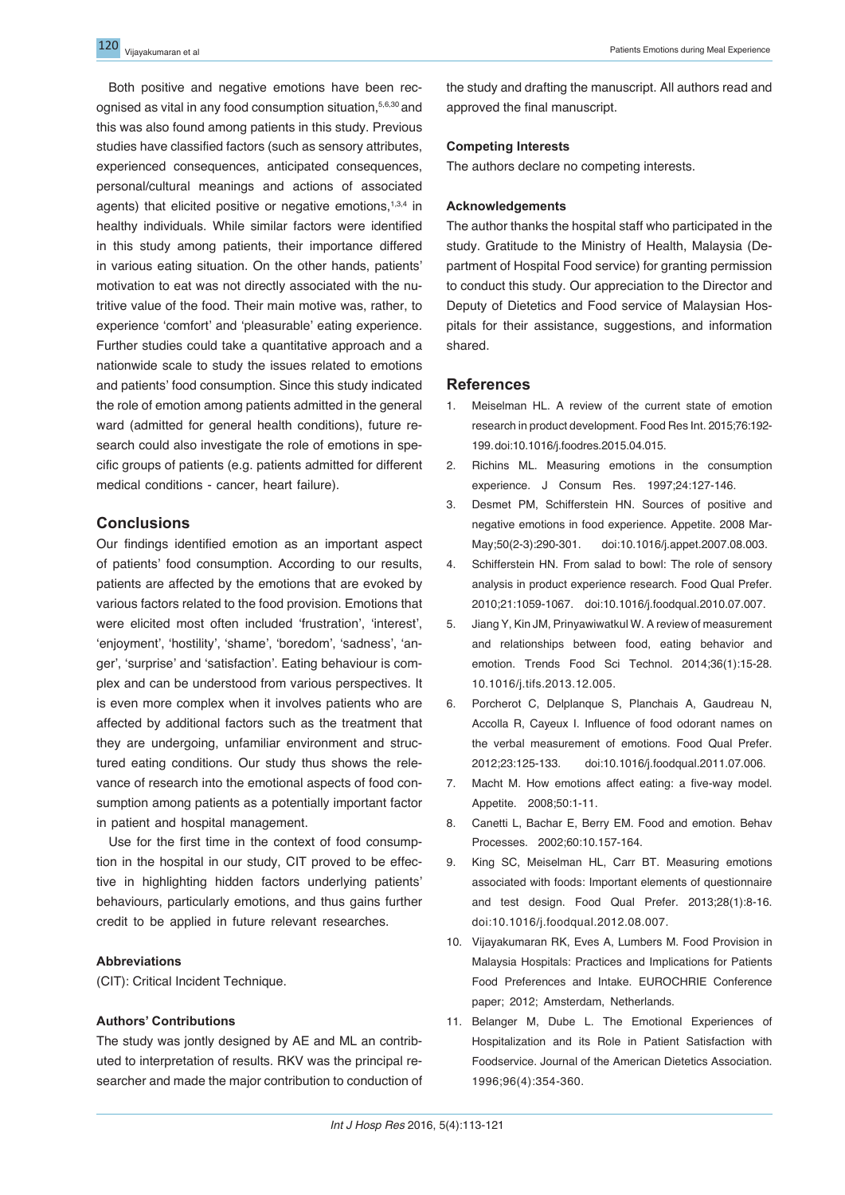Both positive and negative emotions have been recognised as vital in any food consumption situation,[5,6,30] and this was also found among patients in this study. Previous studies have classified factors (such as sensory attributes, experienced consequences, anticipated consequences, personal/cultural meanings and actions of associated agents) that elicited positive or negative emotions,[1,3,4] in healthy individuals. While similar factors were identified in this study among patients, their importance differed in various eating situation. On the other hands, patients' motivation to eat was not directly associated with the nutritive value of the food. Their main motive was, rather, to experience 'comfort' and 'pleasurable' eating experience. Further studies could take a quantitative approach and a nationwide scale to study the issues related to emotions and patients' food consumption. Since this study indicated the role of emotion among patients admitted in the general ward (admitted for general health conditions), future research could also investigate the role of emotions in specific groups of patients (e.g. patients admitted for different medical conditions - cancer, heart failure).

## Conclusions

Our findings identified emotion as an important aspect of patients' food consumption. According to our results, patients are affected by the emotions that are evoked by various factors related to the food provision. Emotions that were elicited most often included 'frustration', 'interest', 'enjoyment', 'hostility', 'shame', 'boredom', 'sadness', 'anger', 'surprise' and 'satisfaction'. Eating behaviour is complex and can be understood from various perspectives. It is even more complex when it involves patients who are affected by additional factors such as the treatment that they are undergoing, unfamiliar environment and structured eating conditions. Our study thus shows the relevance of research into the emotional aspects of food consumption among patients as a potentially important factor in patient and hospital management.

Use for the first time in the context of food consumption in the hospital in our study, CIT proved to be effective in highlighting hidden factors underlying patients' behaviours, particularly emotions, and thus gains further credit to be applied in future relevant researches.

### Abbreviations

(CIT): Critical Incident Technique.

### Authors' Contributions

The study was jontly designed by AE and ML an contributed to interpretation of results. RKV was the principal researcher and made the major contribution to conduction of the study and drafting the manuscript. All authors read and approved the final manuscript.

### Competing Interests

The authors declare no competing interests.

### Acknowledgements

The author thanks the hospital staff who participated in the study. Gratitude to the Ministry of Health, Malaysia (Department of Hospital Food service) for granting permission to conduct this study. Our appreciation to the Director and Deputy of Dietetics and Food service of Malaysian Hospitals for their assistance, suggestions, and information shared.

## References

1. Meiselman HL. A review of the current state of emotion research in product development. Food Res Int. 2015;76:192-199. doi:10.1016/j.foodres.2015.04.015.
2. Richins ML. Measuring emotions in the consumption experience. J Consum Res. 1997;24:127-146.
3. Desmet PM, Schifferstein HN. Sources of positive and negative emotions in food experience. Appetite. 2008 Mar-May;50(2-3):290-301. doi:10.1016/j.appet.2007.08.003.
4. Schifferstein HN. From salad to bowl: The role of sensory analysis in product experience research. Food Qual Prefer. 2010;21:1059-1067. doi:10.1016/j.foodqual.2010.07.007.
5. Jiang Y, Kin JM, Prinyawiwatkul W. A review of measurement and relationships between food, eating behavior and emotion. Trends Food Sci Technol. 2014;36(1):15-28. 10.1016/j.tifs.2013.12.005.
6. Porcherot C, Delplanque S, Planchais A, Gaudreau N, Accolla R, Cayeux I. Influence of food odorant names on the verbal measurement of emotions. Food Qual Prefer. 2012;23:125-133. doi:10.1016/j.foodqual.2011.07.006.
7. Macht M. How emotions affect eating: a five-way model. Appetite. 2008;50:1-11.
8. Canetti L, Bachar E, Berry EM. Food and emotion. Behav Processes. 2002;60:10.157-164.
9. King SC, Meiselman HL, Carr BT. Measuring emotions associated with foods: Important elements of questionnaire and test design. Food Qual Prefer. 2013;28(1):8-16. doi:10.1016/j.foodqual.2012.08.007.
10. Vijayakumaran RK, Eves A, Lumbers M. Food Provision in Malaysia Hospitals: Practices and Implications for Patients Food Preferences and Intake. EUROCHRIE Conference paper; 2012; Amsterdam, Netherlands.
11. Belanger M, Dube L. The Emotional Experiences of Hospitalization and its Role in Patient Satisfaction with Foodservice. Journal of the American Dietetics Association. 1996;96(4):354-360.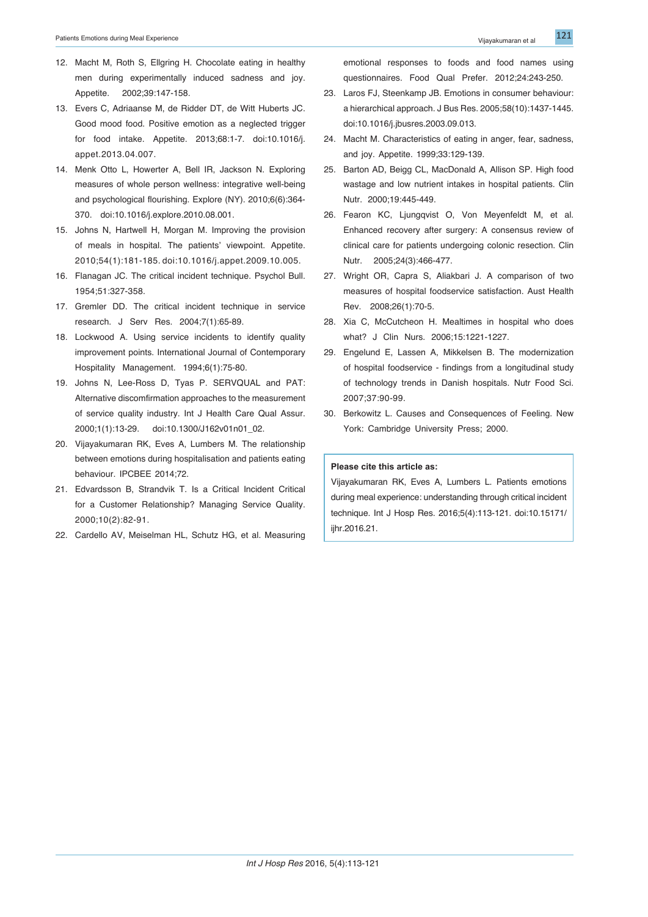12. Macht M, Roth S, Ellgring H. Chocolate eating in healthy men during experimentally induced sadness and joy. Appetite. 2002;39:147-158.
13. Evers C, Adriaanse M, de Ridder DT, de Witt Huberts JC. Good mood food. Positive emotion as a neglected trigger for food intake. Appetite. 2013;68:1-7. doi:10.1016/j.appet.2013.04.007.
14. Menk Otto L, Howerter A, Bell IR, Jackson N. Exploring measures of whole person wellness: integrative well-being and psychological flourishing. Explore (NY). 2010;6(6):364-370. doi:10.1016/j.explore.2010.08.001.
15. Johns N, Hartwell H, Morgan M. Improving the provision of meals in hospital. The patients' viewpoint. Appetite. 2010;54(1):181-185. doi:10.1016/j.appet.2009.10.005.
16. Flanagan JC. The critical incident technique. Psychol Bull. 1954;51:327-358.
17. Gremler DD. The critical incident technique in service research. J Serv Res. 2004;7(1):65-89.
18. Lockwood A. Using service incidents to identify quality improvement points. International Journal of Contemporary Hospitality Management. 1994;6(1):75-80.
19. Johns N, Lee-Ross D, Tyas P. SERVQUAL and PAT: Alternative discomfirmation approaches to the measurement of service quality industry. Int J Health Care Qual Assur. 2000;1(1):13-29. doi:10.1300/J162v01n01_02.
20. Vijayakumaran RK, Eves A, Lumbers M. The relationship between emotions during hospitalisation and patients eating behaviour. IPCBEE 2014;72.
21. Edvardsson B, Strandvik T. Is a Critical Incident Critical for a Customer Relationship? Managing Service Quality. 2000;10(2):82-91.
22. Cardello AV, Meiselman HL, Schutz HG, et al. Measuring emotional responses to foods and food names using questionnaires. Food Qual Prefer. 2012;24:243-250.
23. Laros FJ, Steenkamp JB. Emotions in consumer behaviour: a hierarchical approach. J Bus Res. 2005;58(10):1437-1445. doi:10.1016/j.jbusres.2003.09.013.
24. Macht M. Characteristics of eating in anger, fear, sadness, and joy. Appetite. 1999;33:129-139.
25. Barton AD, Beigg CL, MacDonald A, Allison SP. High food wastage and low nutrient intakes in hospital patients. Clin Nutr. 2000;19:445-449.
26. Fearon KC, Ljungqvist O, Von Meyenfeldt M, et al. Enhanced recovery after surgery: A consensus review of clinical care for patients undergoing colonic resection. Clin Nutr. 2005;24(3):466-477.
27. Wright OR, Capra S, Aliakbari J. A comparison of two measures of hospital foodservice satisfaction. Aust Health Rev. 2008;26(1):70-5.
28. Xia C, McCutcheon H. Mealtimes in hospital who does what? J Clin Nurs. 2006;15:1221-1227.
29. Engelund E, Lassen A, Mikkelsen B. The modernization of hospital foodservice - findings from a longitudinal study of technology trends in Danish hospitals. Nutr Food Sci. 2007;37:90-99.
30. Berkowitz L. Causes and Consequences of Feeling. New York: Cambridge University Press; 2000.

**Please cite this article as:**
Vijayakumaran RK, Eves A, Lumbers L. Patients emotions during meal experience: understanding through critical incident technique. Int J Hosp Res. 2016;5(4):113-121. doi:10.15171/ijhr.2016.21.